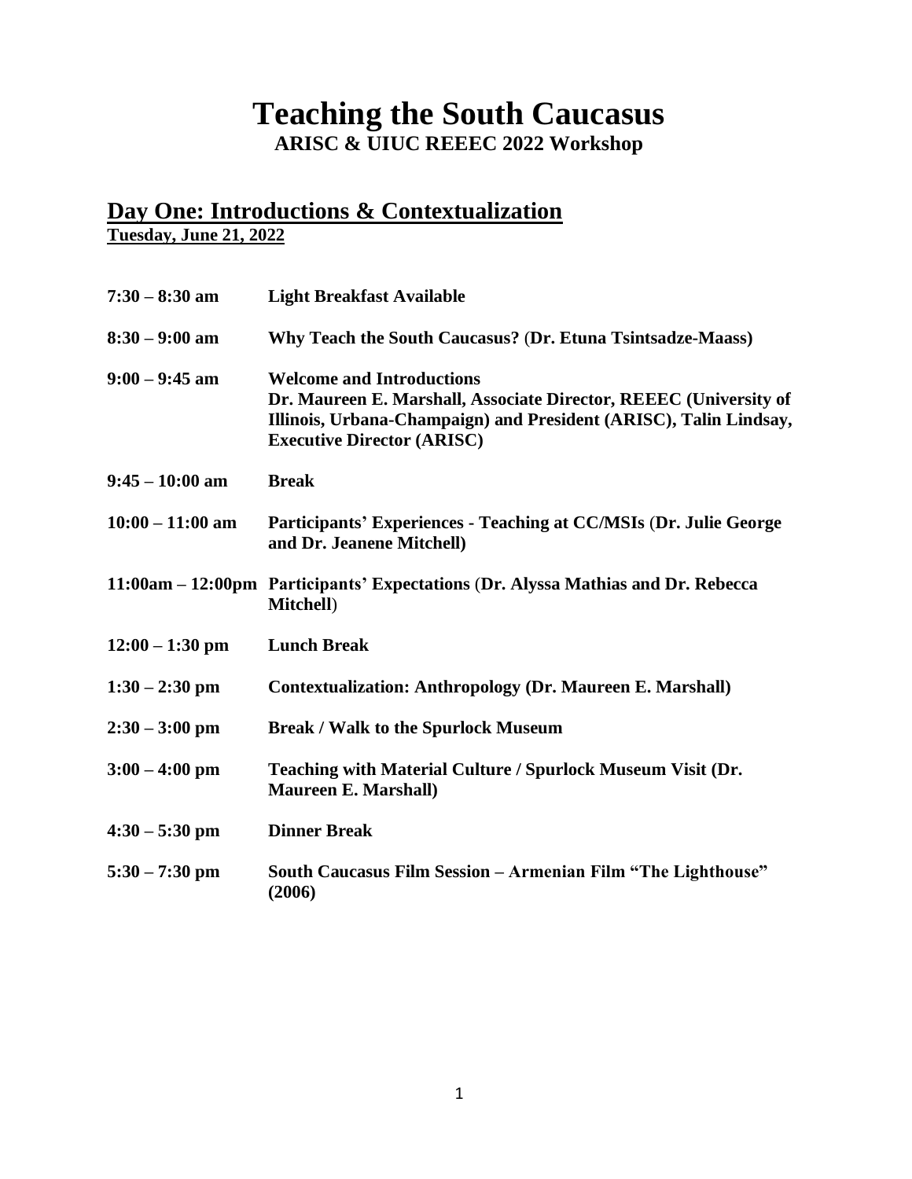# Teaching the South Caucasus

**ARISC & UIUC REEEC 2022 Workshop**

## Day One: Introductions & Contextualization

**Tuesday, June 21, 2022**

| | |
|---|---|
| **7:30 – 8:30 am** | **Light Breakfast Available** |
| **8:30 – 9:00 am** | **Why Teach the South Caucasus? (Dr. Etuna Tsintsadze-Maass)** |
| **9:00 – 9:45 am** | **Welcome and Introductions**<br>**Dr. Maureen E. Marshall, Associate Director, REEEC (University of Illinois, Urbana-Champaign) and President (ARISC), Talin Lindsay, Executive Director (ARISC)** |
| **9:45 – 10:00 am** | **Break** |
| **10:00 – 11:00 am** | **Participants' Experiences - Teaching at CC/MSIs (Dr. Julie George and Dr. Jeanene Mitchell)** |
| **11:00am – 12:00pm** | **Participants' Expectations (Dr. Alyssa Mathias and Dr. Rebecca Mitchell)** |
| **12:00 – 1:30 pm** | **Lunch Break** |
| **1:30 – 2:30 pm** | **Contextualization: Anthropology (Dr. Maureen E. Marshall)** |
| **2:30 – 3:00 pm** | **Break / Walk to the Spurlock Museum** |
| **3:00 – 4:00 pm** | **Teaching with Material Culture / Spurlock Museum Visit (Dr. Maureen E. Marshall)** |
| **4:30 – 5:30 pm** | **Dinner Break** |
| **5:30 – 7:30 pm** | **South Caucasus Film Session – Armenian Film "The Lighthouse" (2006)** |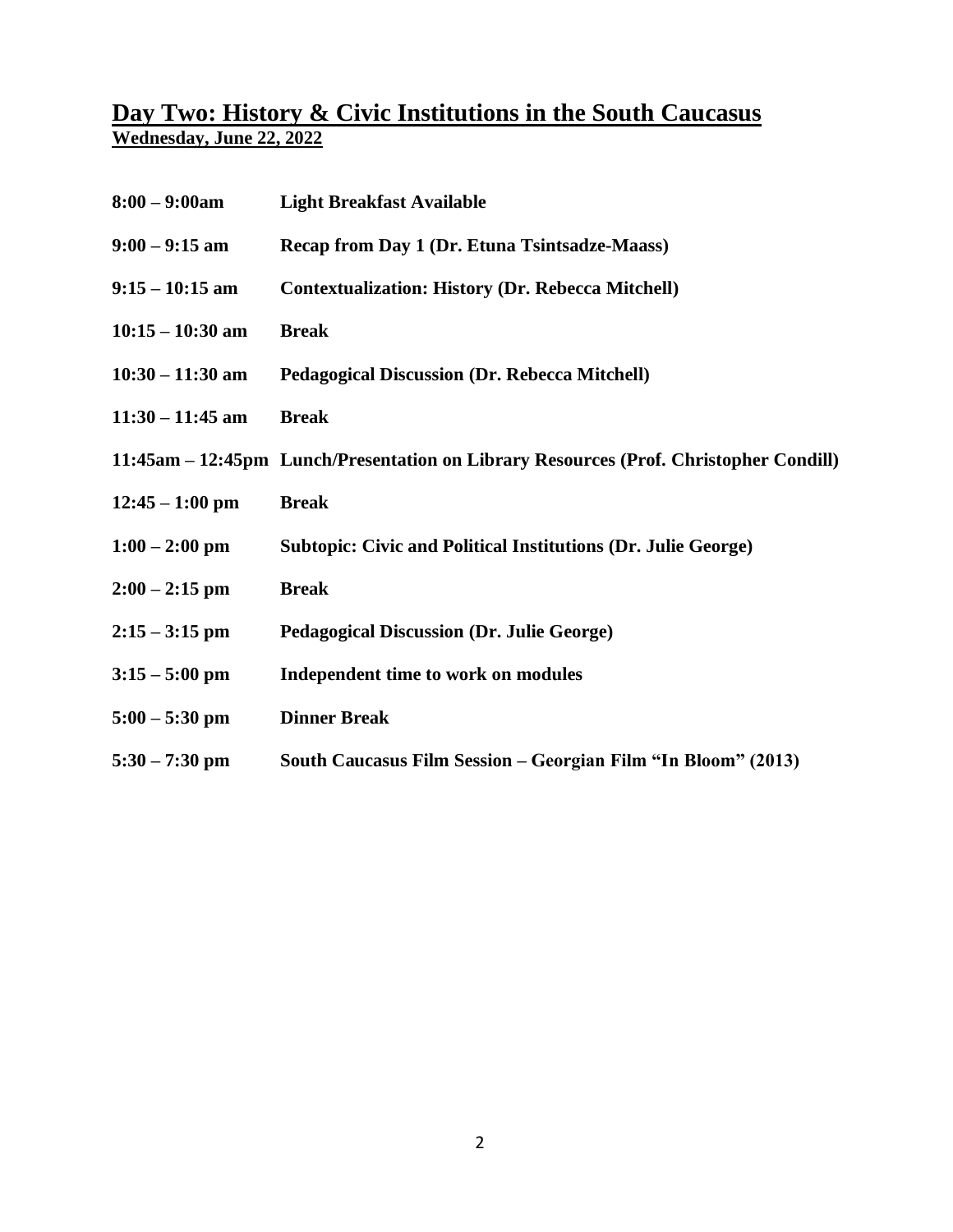## Day Two: History & Civic Institutions in the South Caucasus

**Wednesday, June 22, 2022**

| | |
|---|---|
| **8:00 – 9:00am** | **Light Breakfast Available** |
| **9:00 – 9:15 am** | **Recap from Day 1 (Dr. Etuna Tsintsadze-Maass)** |
| **9:15 – 10:15 am** | **Contextualization: History (Dr. Rebecca Mitchell)** |
| **10:15 – 10:30 am** | **Break** |
| **10:30 – 11:30 am** | **Pedagogical Discussion (Dr. Rebecca Mitchell)** |
| **11:30 – 11:45 am** | **Break** |
| **11:45am – 12:45pm** | **Lunch/Presentation on Library Resources (Prof. Christopher Condill)** |
| **12:45 – 1:00 pm** | **Break** |
| **1:00 – 2:00 pm** | **Subtopic: Civic and Political Institutions (Dr. Julie George)** |
| **2:00 – 2:15 pm** | **Break** |
| **2:15 – 3:15 pm** | **Pedagogical Discussion (Dr. Julie George)** |
| **3:15 – 5:00 pm** | **Independent time to work on modules** |
| **5:00 – 5:30 pm** | **Dinner Break** |
| **5:30 – 7:30 pm** | **South Caucasus Film Session – Georgian Film "In Bloom" (2013)** |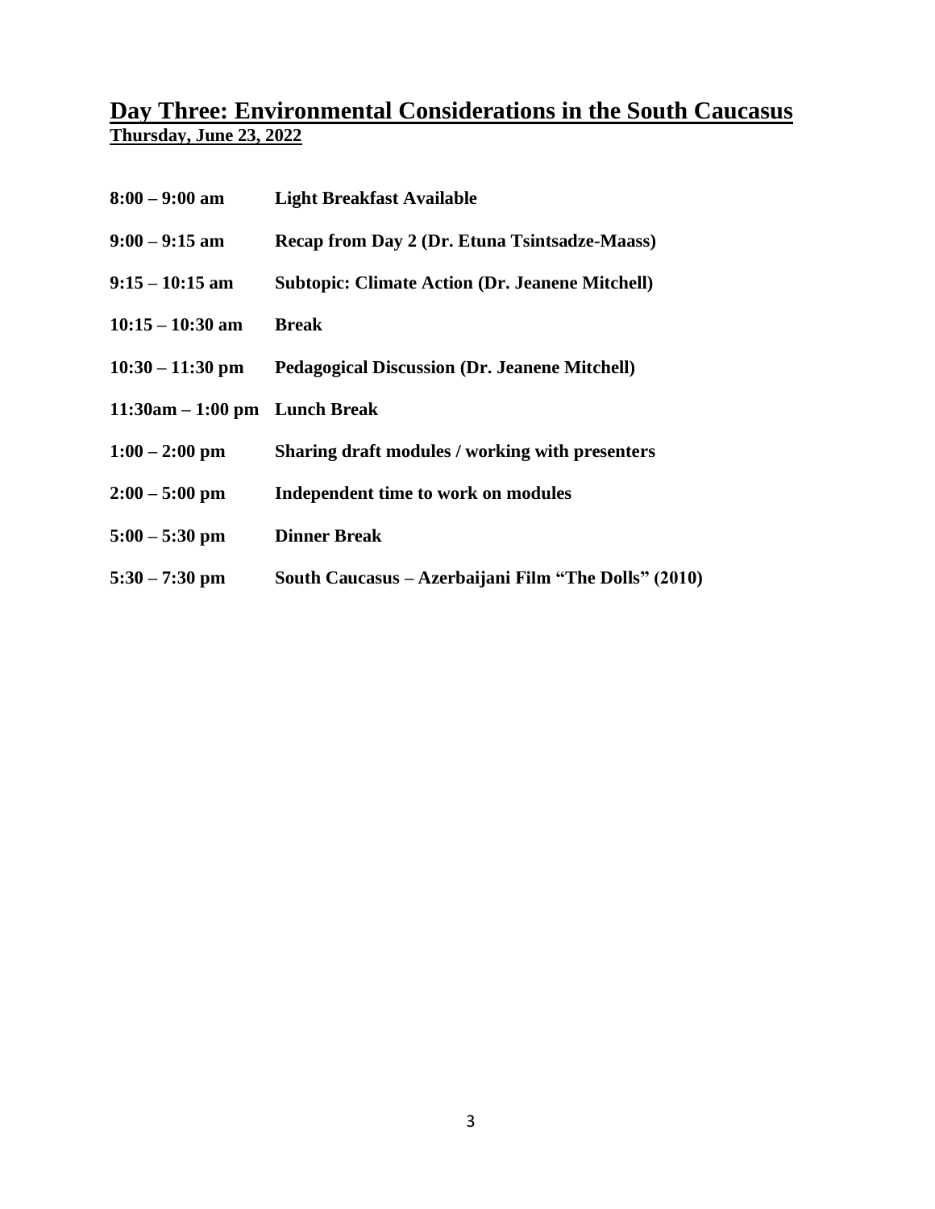## Day Three: Environmental Considerations in the South Caucasus

**Thursday, June 23, 2022**

| | |
|---|---|
| **8:00 – 9:00 am** | **Light Breakfast Available** |
| **9:00 – 9:15 am** | **Recap from Day 2 (Dr. Etuna Tsintsadze-Maass)** |
| **9:15 – 10:15 am** | **Subtopic: Climate Action (Dr. Jeanene Mitchell)** |
| **10:15 – 10:30 am** | **Break** |
| **10:30 – 11:30 pm** | **Pedagogical Discussion (Dr. Jeanene Mitchell)** |
| **11:30am – 1:00 pm** | **Lunch Break** |
| **1:00 – 2:00 pm** | **Sharing draft modules / working with presenters** |
| **2:00 – 5:00 pm** | **Independent time to work on modules** |
| **5:00 – 5:30 pm** | **Dinner Break** |
| **5:30 – 7:30 pm** | **South Caucasus – Azerbaijani Film "The Dolls" (2010)** |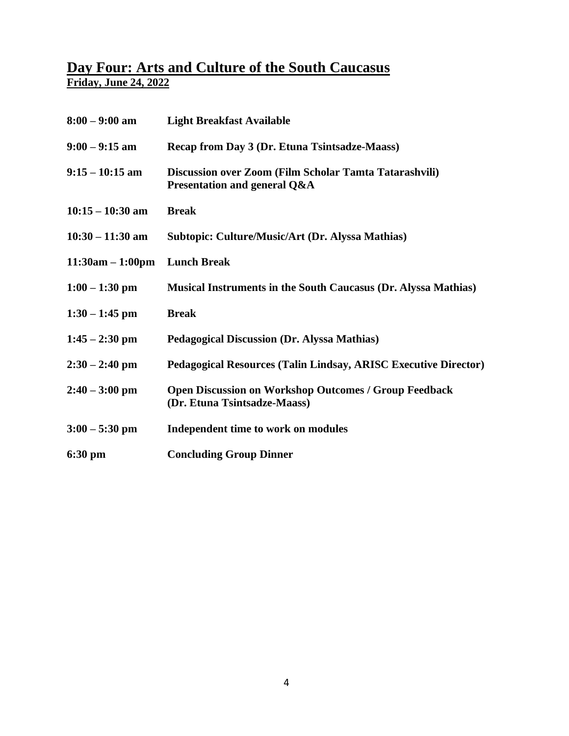## Day Four: Arts and Culture of the South Caucasus

**Friday, June 24, 2022**

| | |
|---|---|
| **8:00 – 9:00 am** | **Light Breakfast Available** |
| **9:00 – 9:15 am** | **Recap from Day 3 (Dr. Etuna Tsintsadze-Maass)** |
| **9:15 – 10:15 am** | **Discussion over Zoom (Film Scholar Tamta Tatarashvili) Presentation and general Q&A** |
| **10:15 – 10:30 am** | **Break** |
| **10:30 – 11:30 am** | **Subtopic: Culture/Music/Art (Dr. Alyssa Mathias)** |
| **11:30am – 1:00pm** | **Lunch Break** |
| **1:00 – 1:30 pm** | **Musical Instruments in the South Caucasus (Dr. Alyssa Mathias)** |
| **1:30 – 1:45 pm** | **Break** |
| **1:45 – 2:30 pm** | **Pedagogical Discussion (Dr. Alyssa Mathias)** |
| **2:30 – 2:40 pm** | **Pedagogical Resources (Talin Lindsay, ARISC Executive Director)** |
| **2:40 – 3:00 pm** | **Open Discussion on Workshop Outcomes / Group Feedback (Dr. Etuna Tsintsadze-Maass)** |
| **3:00 – 5:30 pm** | **Independent time to work on modules** |
| **6:30 pm** | **Concluding Group Dinner** |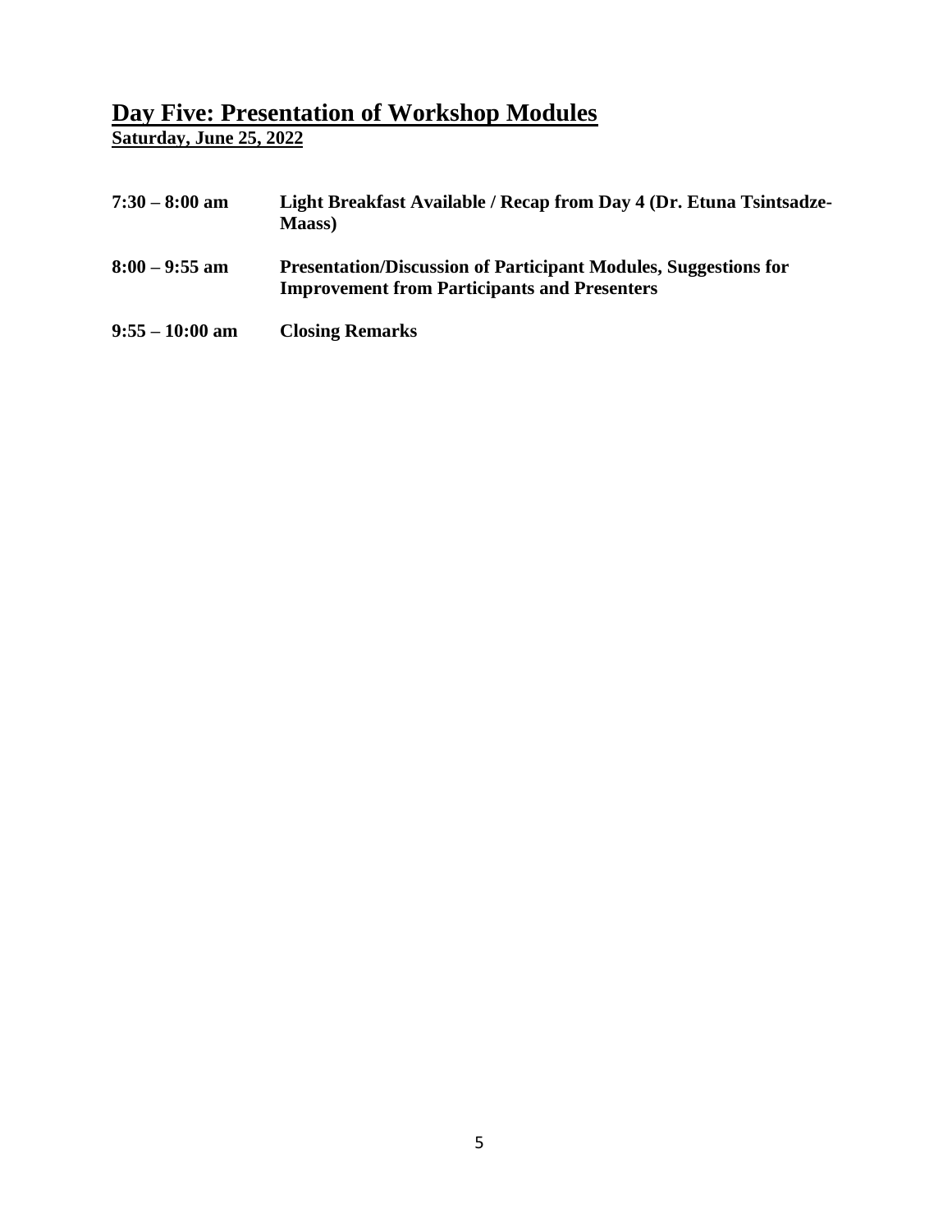# Day Five: Presentation of Workshop Modules

**Saturday, June 25, 2022**

| | |
|---|---|
| **7:30 – 8:00 am** | **Light Breakfast Available / Recap from Day 4 (Dr. Etuna Tsintsadze-Maass)** |
| **8:00 – 9:55 am** | **Presentation/Discussion of Participant Modules, Suggestions for Improvement from Participants and Presenters** |
| **9:55 – 10:00 am** | **Closing Remarks** |